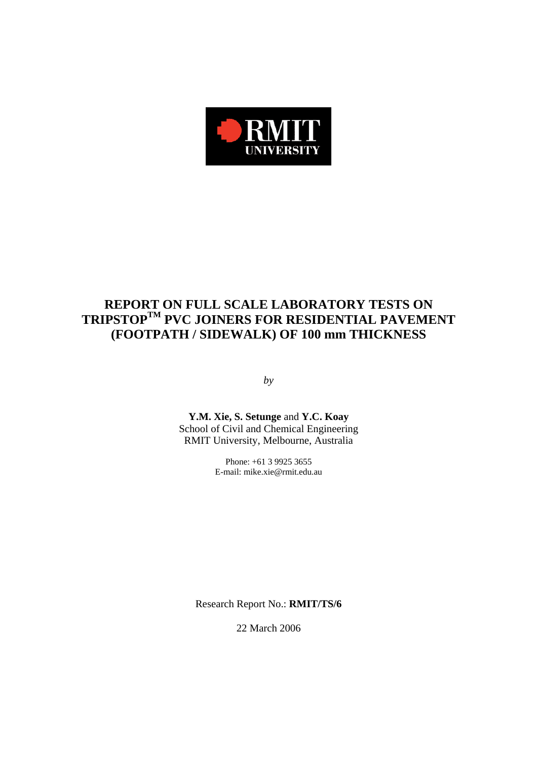RMIT UNIVERSITY

# REPORT ON FULL SCALE LABORATORY TESTS ON TRIPSTOP™ PVC JOINERS FOR RESIDENTIAL PAVEMENT (FOOTPATH / SIDEWALK) OF 100 mm THICKNESS

*by*

**Y.M. Xie, S. Setunge** and **Y.C. Koay**
School of Civil and Chemical Engineering
RMIT University, Melbourne, Australia

Phone: +61 3 9925 3655
E-mail: mike.xie@rmit.edu.au

Research Report No.: **RMIT/TS/6**

22 March 2006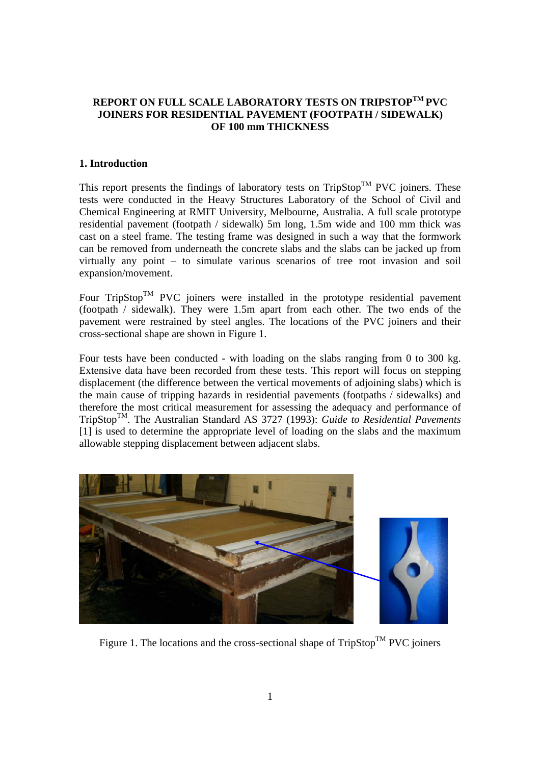**REPORT ON FULL SCALE LABORATORY TESTS ON TRIPSTOP™ PVC JOINERS FOR RESIDENTIAL PAVEMENT (FOOTPATH / SIDEWALK) OF 100 mm THICKNESS**

## 1. Introduction

This report presents the findings of laboratory tests on TripStop™ PVC joiners. These tests were conducted in the Heavy Structures Laboratory of the School of Civil and Chemical Engineering at RMIT University, Melbourne, Australia. A full scale prototype residential pavement (footpath / sidewalk) 5m long, 1.5m wide and 100 mm thick was cast on a steel frame. The testing frame was designed in such a way that the formwork can be removed from underneath the concrete slabs and the slabs can be jacked up from virtually any point – to simulate various scenarios of tree root invasion and soil expansion/movement.

Four TripStop™ PVC joiners were installed in the prototype residential pavement (footpath / sidewalk). They were 1.5m apart from each other. The two ends of the pavement were restrained by steel angles. The locations of the PVC joiners and their cross-sectional shape are shown in Figure 1.

Four tests have been conducted - with loading on the slabs ranging from 0 to 300 kg. Extensive data have been recorded from these tests. This report will focus on stepping displacement (the difference between the vertical movements of adjoining slabs) which is the main cause of tripping hazards in residential pavements (footpaths / sidewalks) and therefore the most critical measurement for assessing the adequacy and performance of TripStop™. The Australian Standard AS 3727 (1993): *Guide to Residential Pavements* [1] is used to determine the appropriate level of loading on the slabs and the maximum allowable stepping displacement between adjacent slabs.

Figure 1. The locations and the cross-sectional shape of TripStop™ PVC joiners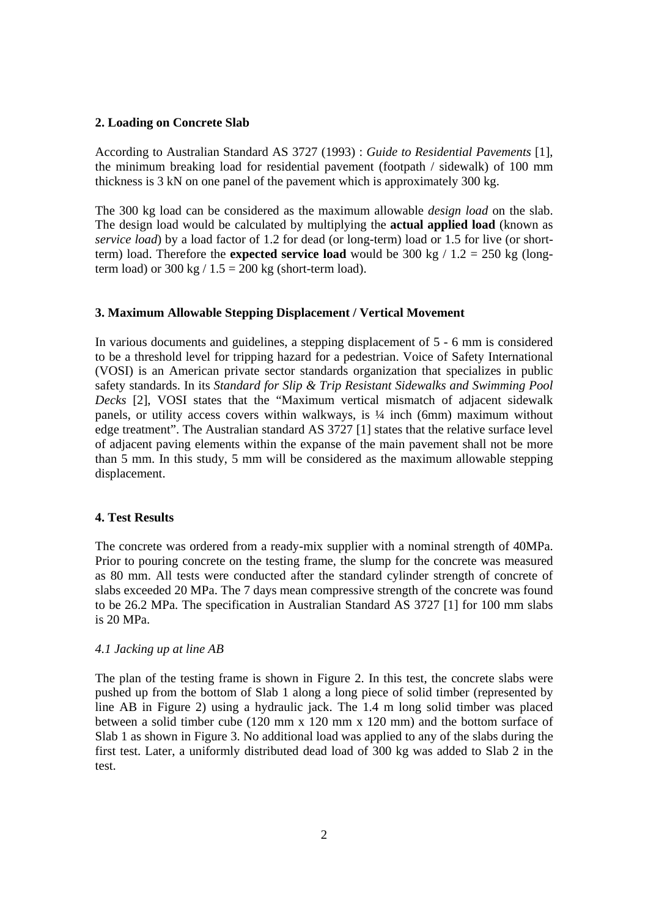## 2. Loading on Concrete Slab

According to Australian Standard AS 3727 (1993) : *Guide to Residential Pavements* [1], the minimum breaking load for residential pavement (footpath / sidewalk) of 100 mm thickness is 3 kN on one panel of the pavement which is approximately 300 kg.

The 300 kg load can be considered as the maximum allowable *design load* on the slab. The design load would be calculated by multiplying the **actual applied load** (known as *service load*) by a load factor of 1.2 for dead (or long-term) load or 1.5 for live (or short-term) load. Therefore the **expected service load** would be 300 kg / 1.2 = 250 kg (long-term load) or 300 kg / 1.5 = 200 kg (short-term load).

## 3. Maximum Allowable Stepping Displacement / Vertical Movement

In various documents and guidelines, a stepping displacement of 5 - 6 mm is considered to be a threshold level for tripping hazard for a pedestrian. Voice of Safety International (VOSI) is an American private sector standards organization that specializes in public safety standards. In its *Standard for Slip & Trip Resistant Sidewalks and Swimming Pool Decks* [2], VOSI states that the "Maximum vertical mismatch of adjacent sidewalk panels, or utility access covers within walkways, is ¼ inch (6mm) maximum without edge treatment". The Australian standard AS 3727 [1] states that the relative surface level of adjacent paving elements within the expanse of the main pavement shall not be more than 5 mm. In this study, 5 mm will be considered as the maximum allowable stepping displacement.

## 4. Test Results

The concrete was ordered from a ready-mix supplier with a nominal strength of 40MPa. Prior to pouring concrete on the testing frame, the slump for the concrete was measured as 80 mm. All tests were conducted after the standard cylinder strength of concrete of slabs exceeded 20 MPa. The 7 days mean compressive strength of the concrete was found to be 26.2 MPa. The specification in Australian Standard AS 3727 [1] for 100 mm slabs is 20 MPa.

### *4.1 Jacking up at line AB*

The plan of the testing frame is shown in Figure 2. In this test, the concrete slabs were pushed up from the bottom of Slab 1 along a long piece of solid timber (represented by line AB in Figure 2) using a hydraulic jack. The 1.4 m long solid timber was placed between a solid timber cube (120 mm x 120 mm x 120 mm) and the bottom surface of Slab 1 as shown in Figure 3. No additional load was applied to any of the slabs during the first test. Later, a uniformly distributed dead load of 300 kg was added to Slab 2 in the test.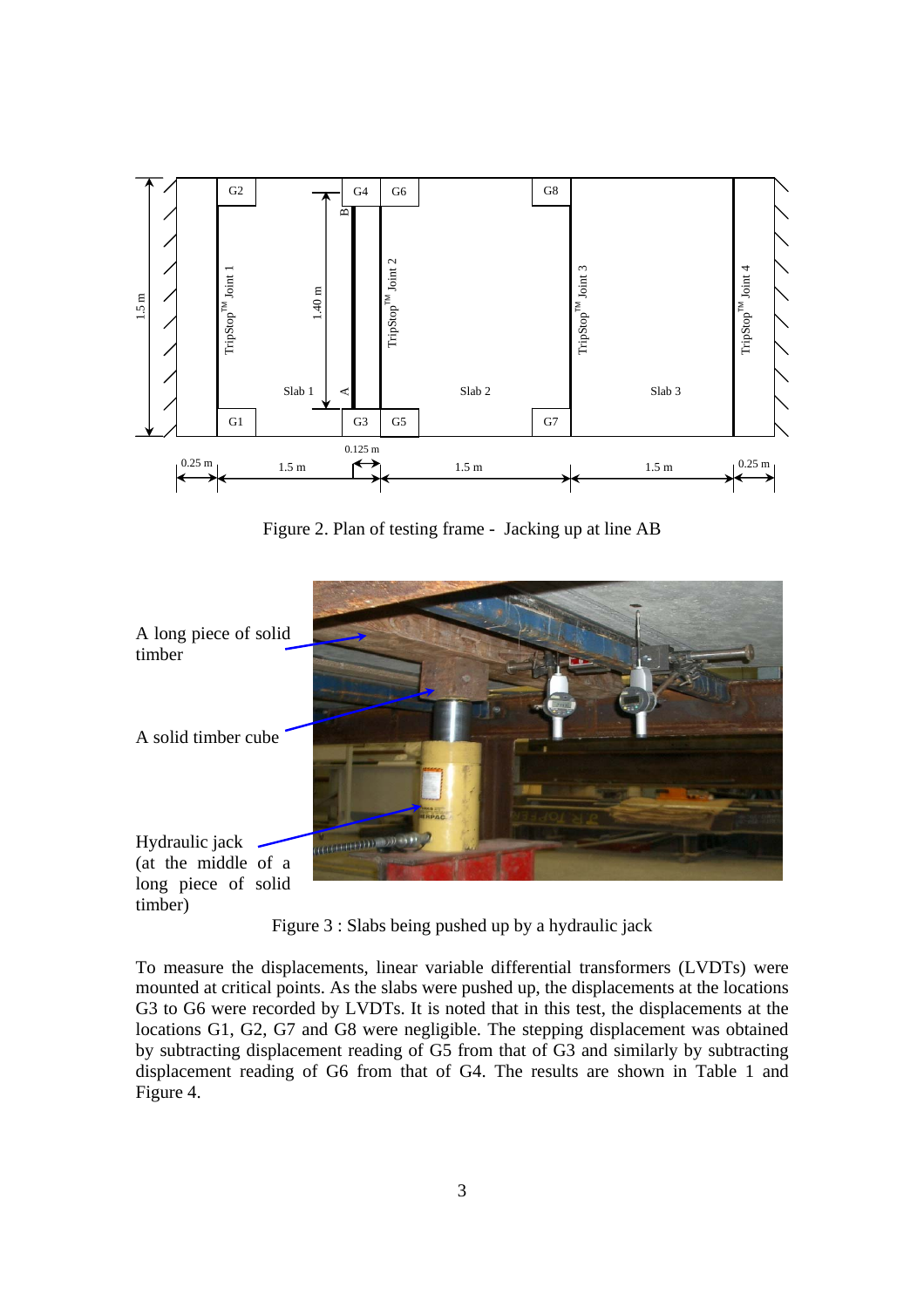Figure 2. Plan of testing frame - Jacking up at line AB

Figure 3 : Slabs being pushed up by a hydraulic jack

To measure the displacements, linear variable differential transformers (LVDTs) were mounted at critical points. As the slabs were pushed up, the displacements at the locations G3 to G6 were recorded by LVDTs. It is noted that in this test, the displacements at the locations G1, G2, G7 and G8 were negligible. The stepping displacement was obtained by subtracting displacement reading of G5 from that of G3 and similarly by subtracting displacement reading of G6 from that of G4. The results are shown in Table 1 and Figure 4.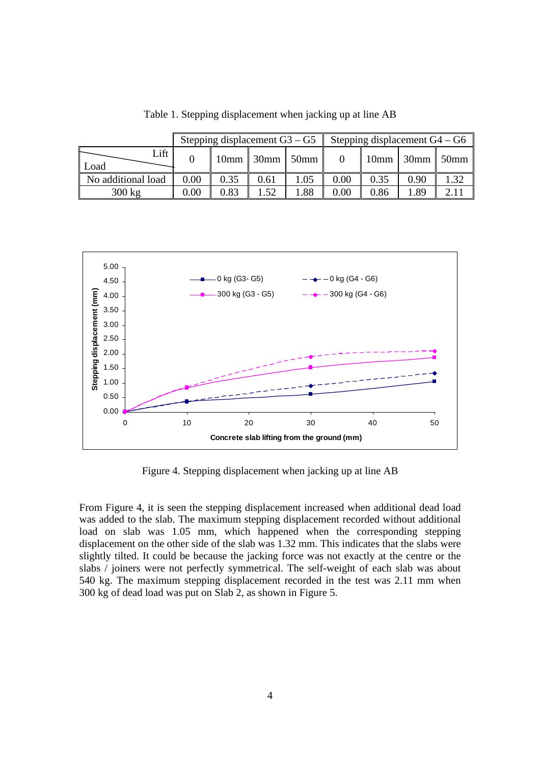Table 1. Stepping displacement when jacking up at line AB

| Load \ Lift | Stepping displacement G3 – G5 | | | | Stepping displacement G4 – G6 | | | |
|---|---|---|---|---|---|---|---|---|
| | 0 | 10mm | 30mm | 50mm | 0 | 10mm | 30mm | 50mm |
| No additional load | 0.00 | 0.35 | 0.61 | 1.05 | 0.00 | 0.35 | 0.90 | 1.32 |
| 300 kg | 0.00 | 0.83 | 1.52 | 1.88 | 0.00 | 0.86 | 1.89 | 2.11 |

Figure 4. Stepping displacement when jacking up at line AB

From Figure 4, it is seen the stepping displacement increased when additional dead load was added to the slab. The maximum stepping displacement recorded without additional load on slab was 1.05 mm, which happened when the corresponding stepping displacement on the other side of the slab was 1.32 mm. This indicates that the slabs were slightly tilted. It could be because the jacking force was not exactly at the centre or the slabs / joiners were not perfectly symmetrical. The self-weight of each slab was about 540 kg. The maximum stepping displacement recorded in the test was 2.11 mm when 300 kg of dead load was put on Slab 2, as shown in Figure 5.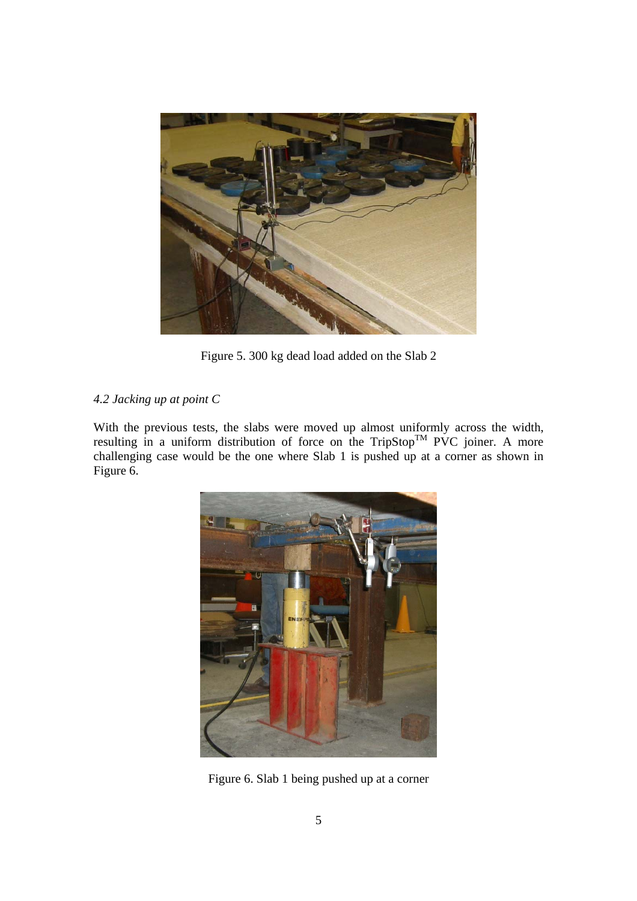Figure 5. 300 kg dead load added on the Slab 2

### *4.2 Jacking up at point C*

With the previous tests, the slabs were moved up almost uniformly across the width, resulting in a uniform distribution of force on the TripStop™ PVC joiner. A more challenging case would be the one where Slab 1 is pushed up at a corner as shown in Figure 6.

Figure 6. Slab 1 being pushed up at a corner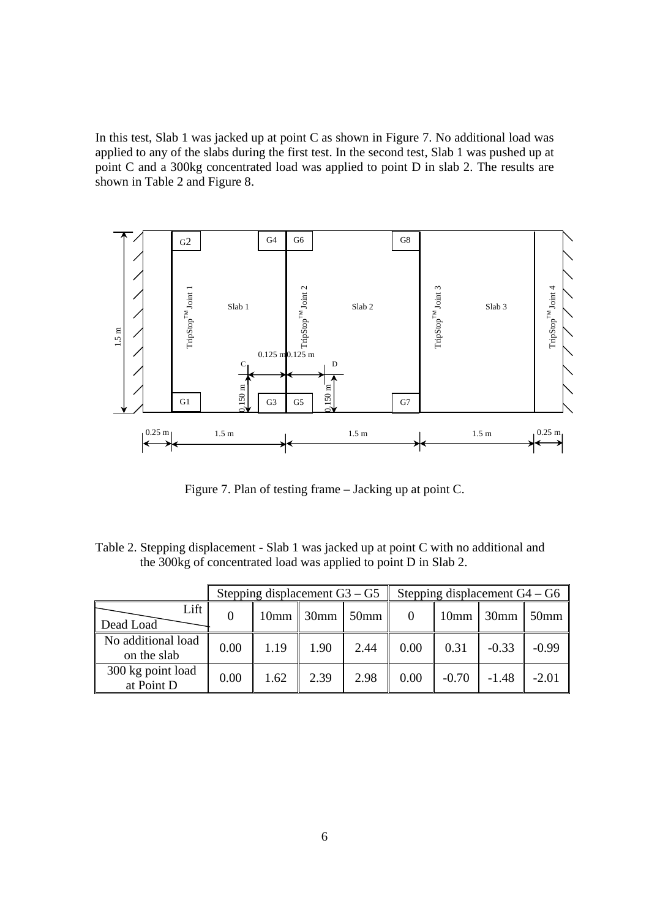In this test, Slab 1 was jacked up at point C as shown in Figure 7. No additional load was applied to any of the slabs during the first test. In the second test, Slab 1 was pushed up at point C and a 300kg concentrated load was applied to point D in slab 2. The results are shown in Table 2 and Figure 8.

Figure 7. Plan of testing frame – Jacking up at point C.

Table 2. Stepping displacement - Slab 1 was jacked up at point C with no additional and the 300kg of concentrated load was applied to point D in Slab 2.

| Lift / Dead Load | Stepping displacement G3 – G5 | | | | Stepping displacement G4 – G6 | | | |
|---|---|---|---|---|---|---|---|---|
| | 0 | 10mm | 30mm | 50mm | 0 | 10mm | 30mm | 50mm |
| No additional load on the slab | 0.00 | 1.19 | 1.90 | 2.44 | 0.00 | 0.31 | -0.33 | -0.99 |
| 300 kg point load at Point D | 0.00 | 1.62 | 2.39 | 2.98 | 0.00 | -0.70 | -1.48 | -2.01 |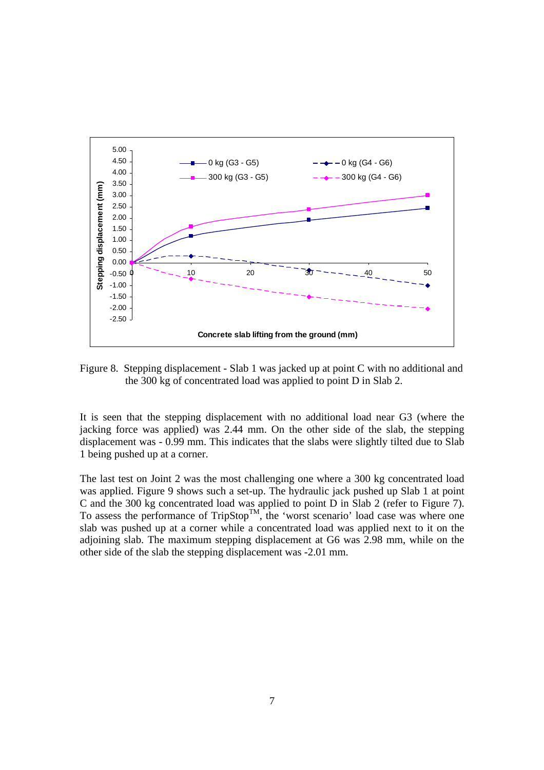Figure 8. Stepping displacement - Slab 1 was jacked up at point C with no additional and the 300 kg of concentrated load was applied to point D in Slab 2.

It is seen that the stepping displacement with no additional load near G3 (where the jacking force was applied) was 2.44 mm. On the other side of the slab, the stepping displacement was - 0.99 mm. This indicates that the slabs were slightly tilted due to Slab 1 being pushed up at a corner.

The last test on Joint 2 was the most challenging one where a 300 kg concentrated load was applied. Figure 9 shows such a set-up. The hydraulic jack pushed up Slab 1 at point C and the 300 kg concentrated load was applied to point D in Slab 2 (refer to Figure 7). To assess the performance of TripStop™, the 'worst scenario' load case was where one slab was pushed up at a corner while a concentrated load was applied next to it on the adjoining slab. The maximum stepping displacement at G6 was 2.98 mm, while on the other side of the slab the stepping displacement was -2.01 mm.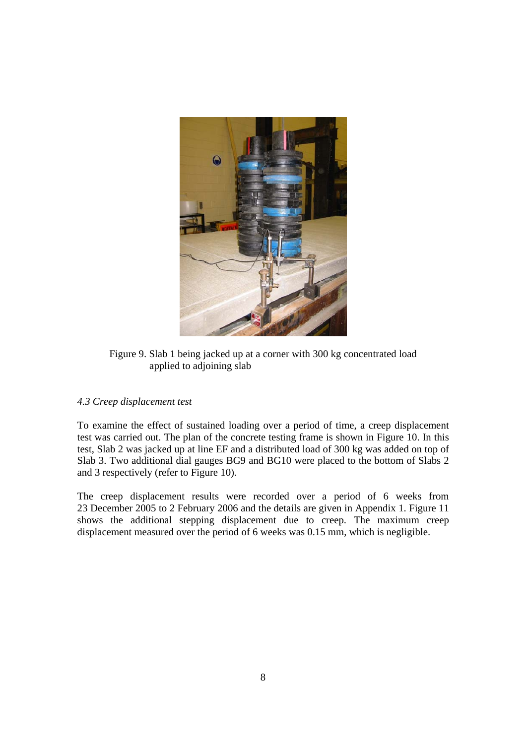Figure 9. Slab 1 being jacked up at a corner with 300 kg concentrated load applied to adjoining slab

### *4.3 Creep displacement test*

To examine the effect of sustained loading over a period of time, a creep displacement test was carried out. The plan of the concrete testing frame is shown in Figure 10. In this test, Slab 2 was jacked up at line EF and a distributed load of 300 kg was added on top of Slab 3. Two additional dial gauges BG9 and BG10 were placed to the bottom of Slabs 2 and 3 respectively (refer to Figure 10).

The creep displacement results were recorded over a period of 6 weeks from 23 December 2005 to 2 February 2006 and the details are given in Appendix 1. Figure 11 shows the additional stepping displacement due to creep. The maximum creep displacement measured over the period of 6 weeks was 0.15 mm, which is negligible.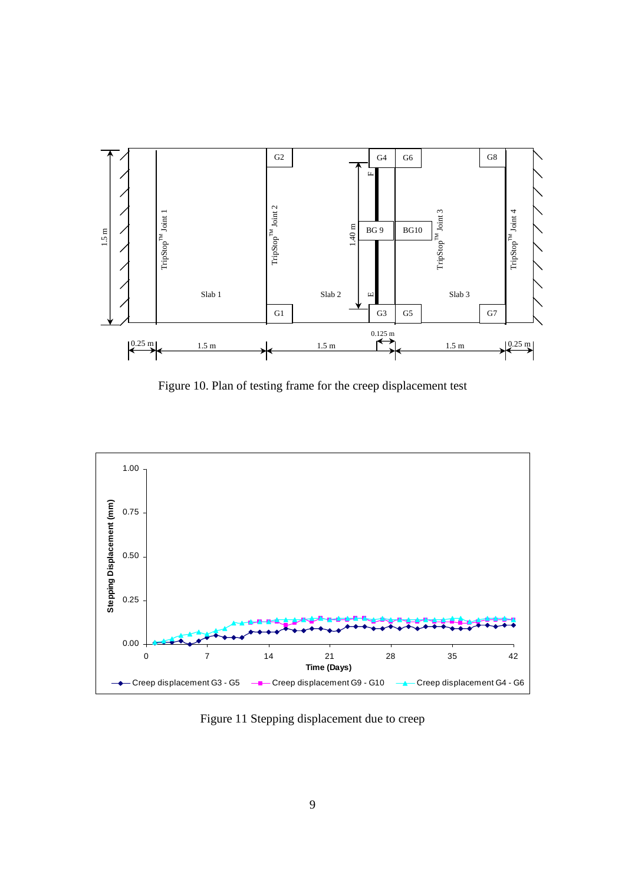Figure 10. Plan of testing frame for the creep displacement test

Figure 11 Stepping displacement due to creep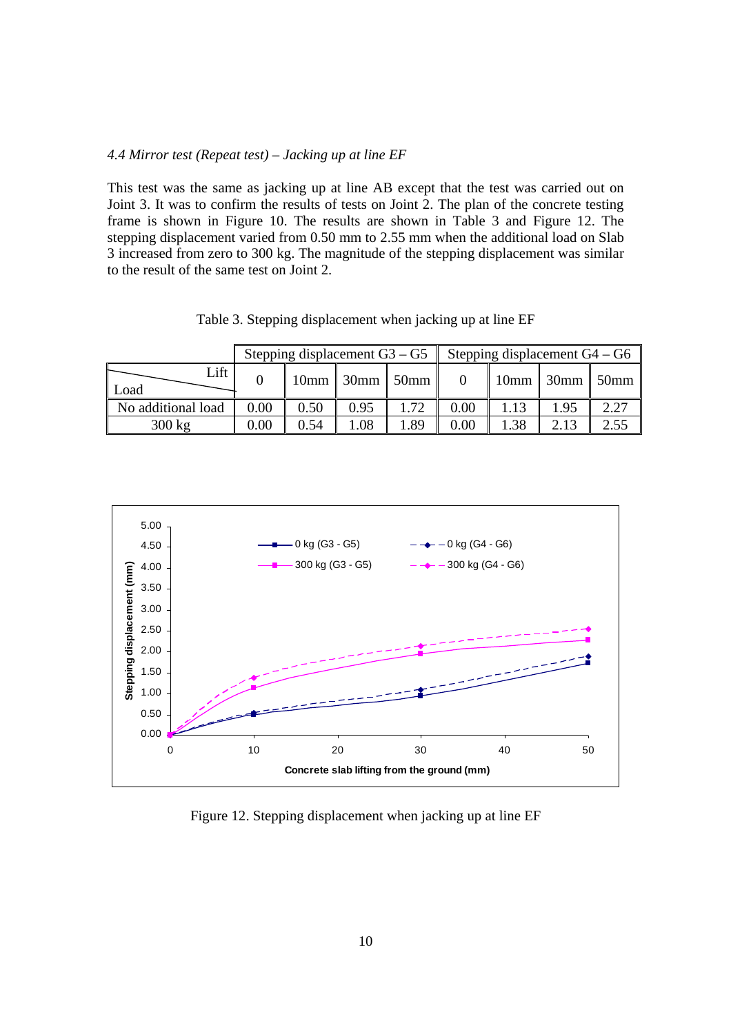*4.4 Mirror test (Repeat test) – Jacking up at line EF*

This test was the same as jacking up at line AB except that the test was carried out on Joint 3. It was to confirm the results of tests on Joint 2. The plan of the concrete testing frame is shown in Figure 10. The results are shown in Table 3 and Figure 12. The stepping displacement varied from 0.50 mm to 2.55 mm when the additional load on Slab 3 increased from zero to 300 kg. The magnitude of the stepping displacement was similar to the result of the same test on Joint 2.

Table 3. Stepping displacement when jacking up at line EF

| | Stepping displacement G3 – G5 | | | | Stepping displacement G4 – G6 | | | |
|---|---|---|---|---|---|---|---|---|
| Load \ Lift | 0 | 10mm | 30mm | 50mm | 0 | 10mm | 30mm | 50mm |
| No additional load | 0.00 | 0.50 | 0.95 | 1.72 | 0.00 | 1.13 | 1.95 | 2.27 |
| 300 kg | 0.00 | 0.54 | 1.08 | 1.89 | 0.00 | 1.38 | 2.13 | 2.55 |

Figure 12. Stepping displacement when jacking up at line EF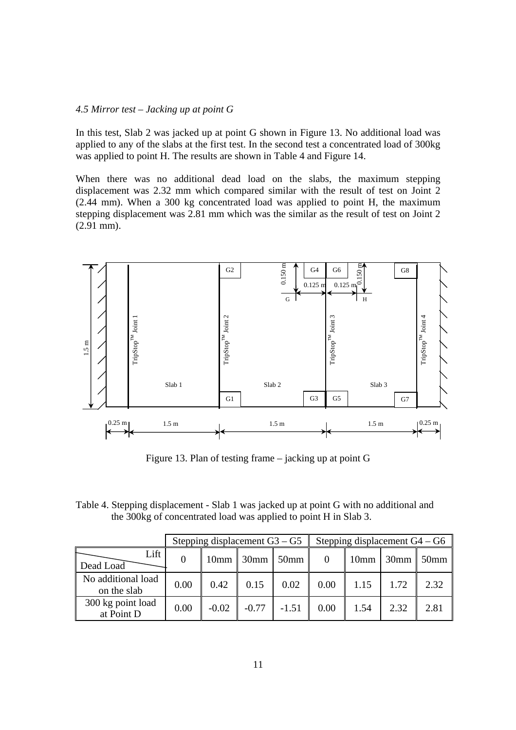*4.5 Mirror test – Jacking up at point G*

In this test, Slab 2 was jacked up at point G shown in Figure 13. No additional load was applied to any of the slabs at the first test. In the second test a concentrated load of 300kg was applied to point H. The results are shown in Table 4 and Figure 14.

When there was no additional dead load on the slabs, the maximum stepping displacement was 2.32 mm which compared similar with the result of test on Joint 2 (2.44 mm). When a 300 kg concentrated load was applied to point H, the maximum stepping displacement was 2.81 mm which was the similar as the result of test on Joint 2 (2.91 mm).

Figure 13. Plan of testing frame – jacking up at point G

Table 4. Stepping displacement - Slab 1 was jacked up at point G with no additional and the 300kg of concentrated load was applied to point H in Slab 3.

| | Stepping displacement G3 – G5 | | | | Stepping displacement G4 – G6 | | | |
|---|---|---|---|---|---|---|---|---|
| Lift / Dead Load | 0 | 10mm | 30mm | 50mm | 0 | 10mm | 30mm | 50mm |
| No additional load on the slab | 0.00 | 0.42 | 0.15 | 0.02 | 0.00 | 1.15 | 1.72 | 2.32 |
| 300 kg point load at Point D | 0.00 | -0.02 | -0.77 | -1.51 | 0.00 | 1.54 | 2.32 | 2.81 |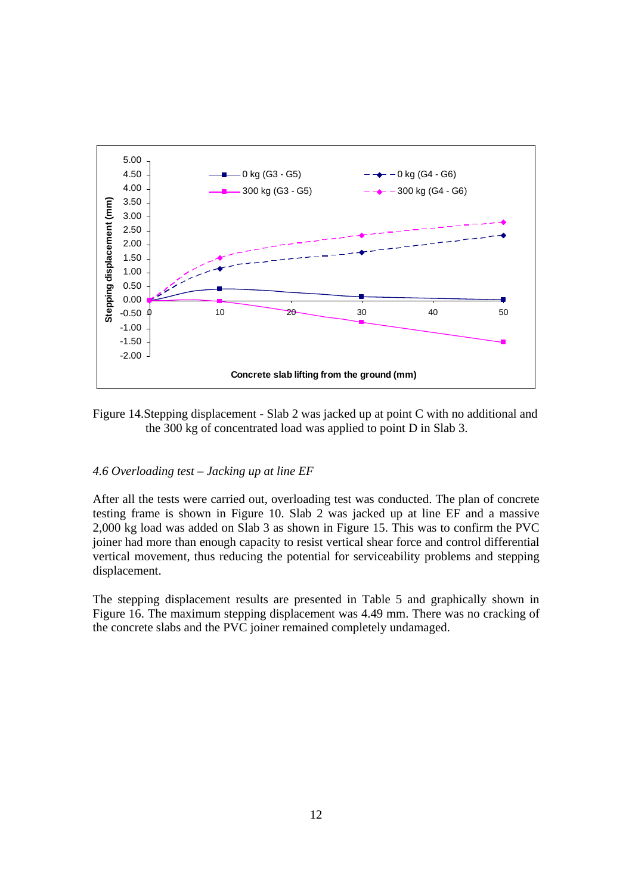Figure 14.Stepping displacement - Slab 2 was jacked up at point C with no additional and the 300 kg of concentrated load was applied to point D in Slab 3.

### *4.6 Overloading test – Jacking up at line EF*

After all the tests were carried out, overloading test was conducted. The plan of concrete testing frame is shown in Figure 10. Slab 2 was jacked up at line EF and a massive 2,000 kg load was added on Slab 3 as shown in Figure 15. This was to confirm the PVC joiner had more than enough capacity to resist vertical shear force and control differential vertical movement, thus reducing the potential for serviceability problems and stepping displacement.

The stepping displacement results are presented in Table 5 and graphically shown in Figure 16. The maximum stepping displacement was 4.49 mm. There was no cracking of the concrete slabs and the PVC joiner remained completely undamaged.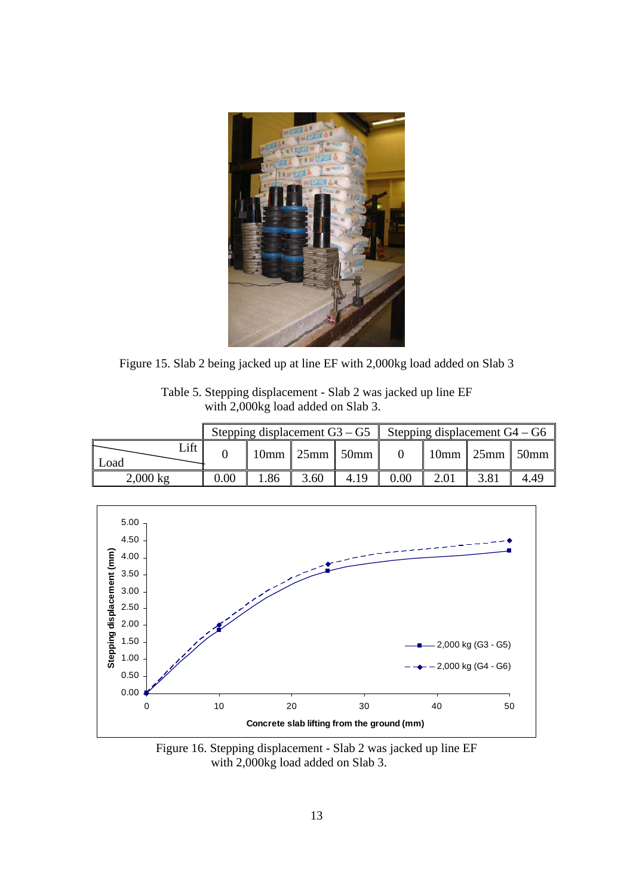Figure 15. Slab 2 being jacked up at line EF with 2,000kg load added on Slab 3

Table 5. Stepping displacement - Slab 2 was jacked up line EF with 2,000kg load added on Slab 3.

| | Stepping displacement G3 – G5 | | | | Stepping displacement G4 – G6 | | | |
|---|---|---|---|---|---|---|---|---|
| Load \ Lift | 0 | 10mm | 25mm | 50mm | 0 | 10mm | 25mm | 50mm |
| 2,000 kg | 0.00 | 1.86 | 3.60 | 4.19 | 0.00 | 2.01 | 3.81 | 4.49 |

Figure 16. Stepping displacement - Slab 2 was jacked up line EF with 2,000kg load added on Slab 3.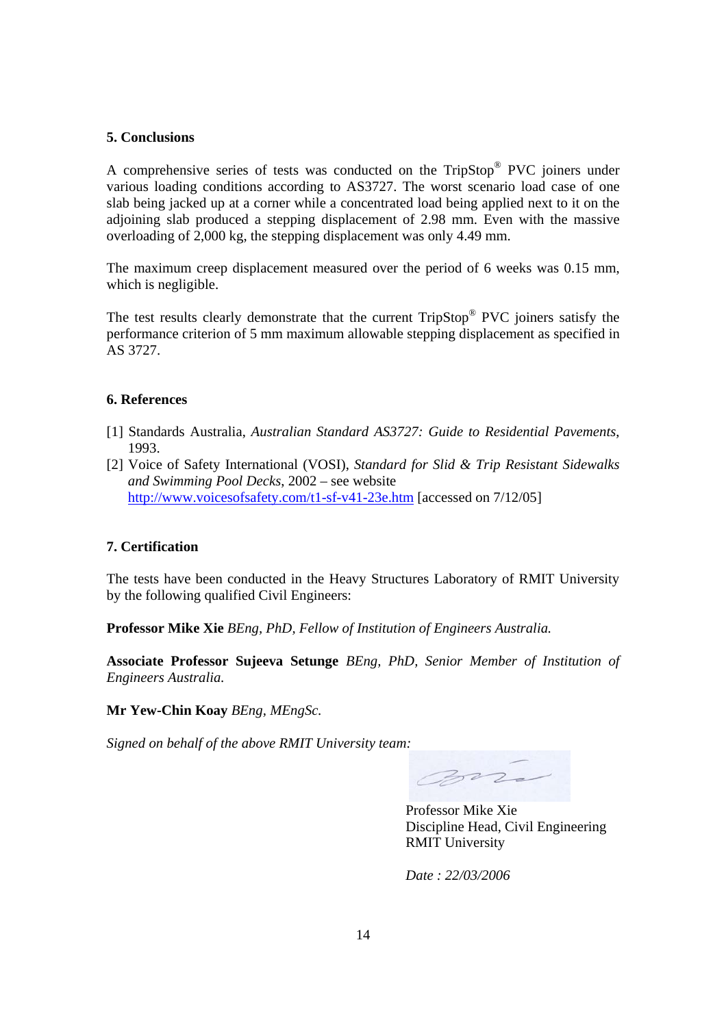## 5. Conclusions

A comprehensive series of tests was conducted on the TripStop® PVC joiners under various loading conditions according to AS3727. The worst scenario load case of one slab being jacked up at a corner while a concentrated load being applied next to it on the adjoining slab produced a stepping displacement of 2.98 mm. Even with the massive overloading of 2,000 kg, the stepping displacement was only 4.49 mm.

The maximum creep displacement measured over the period of 6 weeks was 0.15 mm, which is negligible.

The test results clearly demonstrate that the current TripStop® PVC joiners satisfy the performance criterion of 5 mm maximum allowable stepping displacement as specified in AS 3727.

## 6. References

[1] Standards Australia, *Australian Standard AS3727: Guide to Residential Pavements*, 1993.

[2] Voice of Safety International (VOSI), *Standard for Slid & Trip Resistant Sidewalks and Swimming Pool Decks*, 2002 – see website http://www.voicesofsafety.com/t1-sf-v41-23e.htm [accessed on 7/12/05]

## 7. Certification

The tests have been conducted in the Heavy Structures Laboratory of RMIT University by the following qualified Civil Engineers:

**Professor Mike Xie** *BEng, PhD, Fellow of Institution of Engineers Australia.*

**Associate Professor Sujeeva Setunge** *BEng, PhD, Senior Member of Institution of Engineers Australia.*

**Mr Yew-Chin Koay** *BEng, MEngSc.*

*Signed on behalf of the above RMIT University team:*

Professor Mike Xie
Discipline Head, Civil Engineering
RMIT University

*Date : 22/03/2006*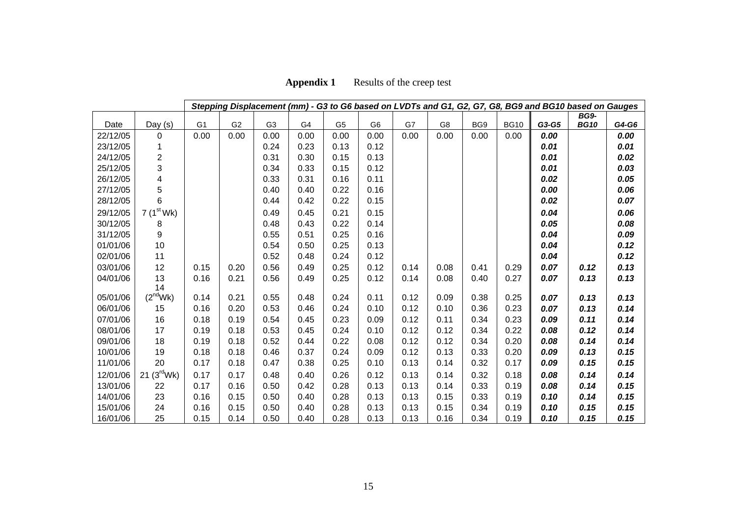**Appendix 1** Results of the creep test

| | | Stepping Displacement (mm) - G3 to G6 based on LVDTs and G1, G2, G7, G8, BG9 and BG10 based on Gauges | | | | | | | | | | | | |
|---|---|---|---|---|---|---|---|---|---|---|---|---|---|---|
| Date | Day (s) | G1 | G2 | G3 | G4 | G5 | G6 | G7 | G8 | BG9 | BG10 | ***G3-G5*** | ***BG9-BG10*** | ***G4-G6*** |
| 22/12/05 | 0 | 0.00 | 0.00 | 0.00 | 0.00 | 0.00 | 0.00 | 0.00 | 0.00 | 0.00 | 0.00 | ***0.00*** | | ***0.00*** |
| 23/12/05 | 1 | | | 0.24 | 0.23 | 0.13 | 0.12 | | | | | ***0.01*** | | ***0.01*** |
| 24/12/05 | 2 | | | 0.31 | 0.30 | 0.15 | 0.13 | | | | | ***0.01*** | | ***0.02*** |
| 25/12/05 | 3 | | | 0.34 | 0.33 | 0.15 | 0.12 | | | | | ***0.01*** | | ***0.03*** |
| 26/12/05 | 4 | | | 0.33 | 0.31 | 0.16 | 0.11 | | | | | ***0.02*** | | ***0.05*** |
| 27/12/05 | 5 | | | 0.40 | 0.40 | 0.22 | 0.16 | | | | | ***0.00*** | | ***0.06*** |
| 28/12/05 | 6 | | | 0.44 | 0.42 | 0.22 | 0.15 | | | | | ***0.02*** | | ***0.07*** |
| 29/12/05 | 7 (1st Wk) | | | 0.49 | 0.45 | 0.21 | 0.15 | | | | | ***0.04*** | | ***0.06*** |
| 30/12/05 | 8 | | | 0.48 | 0.43 | 0.22 | 0.14 | | | | | ***0.05*** | | ***0.08*** |
| 31/12/05 | 9 | | | 0.55 | 0.51 | 0.25 | 0.16 | | | | | ***0.04*** | | ***0.09*** |
| 01/01/06 | 10 | | | 0.54 | 0.50 | 0.25 | 0.13 | | | | | ***0.04*** | | ***0.12*** |
| 02/01/06 | 11 | | | 0.52 | 0.48 | 0.24 | 0.12 | | | | | ***0.04*** | | ***0.12*** |
| 03/01/06 | 12 | 0.15 | 0.20 | 0.56 | 0.49 | 0.25 | 0.12 | 0.14 | 0.08 | 0.41 | 0.29 | ***0.07*** | ***0.12*** | ***0.13*** |
| 04/01/06 | 13 | 0.16 | 0.21 | 0.56 | 0.49 | 0.25 | 0.12 | 0.14 | 0.08 | 0.40 | 0.27 | ***0.07*** | ***0.13*** | ***0.13*** |
| 05/01/06 | 14 (2nd Wk) | 0.14 | 0.21 | 0.55 | 0.48 | 0.24 | 0.11 | 0.12 | 0.09 | 0.38 | 0.25 | ***0.07*** | ***0.13*** | ***0.13*** |
| 06/01/06 | 15 | 0.16 | 0.20 | 0.53 | 0.46 | 0.24 | 0.10 | 0.12 | 0.10 | 0.36 | 0.23 | ***0.07*** | ***0.13*** | ***0.14*** |
| 07/01/06 | 16 | 0.18 | 0.19 | 0.54 | 0.45 | 0.23 | 0.09 | 0.12 | 0.11 | 0.34 | 0.23 | ***0.09*** | ***0.11*** | ***0.14*** |
| 08/01/06 | 17 | 0.19 | 0.18 | 0.53 | 0.45 | 0.24 | 0.10 | 0.12 | 0.12 | 0.34 | 0.22 | ***0.08*** | ***0.12*** | ***0.14*** |
| 09/01/06 | 18 | 0.19 | 0.18 | 0.52 | 0.44 | 0.22 | 0.08 | 0.12 | 0.12 | 0.34 | 0.20 | ***0.08*** | ***0.14*** | ***0.14*** |
| 10/01/06 | 19 | 0.18 | 0.18 | 0.46 | 0.37 | 0.24 | 0.09 | 0.12 | 0.13 | 0.33 | 0.20 | ***0.09*** | ***0.13*** | ***0.15*** |
| 11/01/06 | 20 | 0.17 | 0.18 | 0.47 | 0.38 | 0.25 | 0.10 | 0.13 | 0.14 | 0.32 | 0.17 | ***0.09*** | ***0.15*** | ***0.15*** |
| 12/01/06 | 21 (3rd Wk) | 0.17 | 0.17 | 0.48 | 0.40 | 0.26 | 0.12 | 0.13 | 0.14 | 0.32 | 0.18 | ***0.08*** | ***0.14*** | ***0.14*** |
| 13/01/06 | 22 | 0.17 | 0.16 | 0.50 | 0.42 | 0.28 | 0.13 | 0.13 | 0.14 | 0.33 | 0.19 | ***0.08*** | ***0.14*** | ***0.15*** |
| 14/01/06 | 23 | 0.16 | 0.15 | 0.50 | 0.40 | 0.28 | 0.13 | 0.13 | 0.15 | 0.33 | 0.19 | ***0.10*** | ***0.14*** | ***0.15*** |
| 15/01/06 | 24 | 0.16 | 0.15 | 0.50 | 0.40 | 0.28 | 0.13 | 0.13 | 0.15 | 0.34 | 0.19 | ***0.10*** | ***0.15*** | ***0.15*** |
| 16/01/06 | 25 | 0.15 | 0.14 | 0.50 | 0.40 | 0.28 | 0.13 | 0.13 | 0.16 | 0.34 | 0.19 | ***0.10*** | ***0.15*** | ***0.15*** |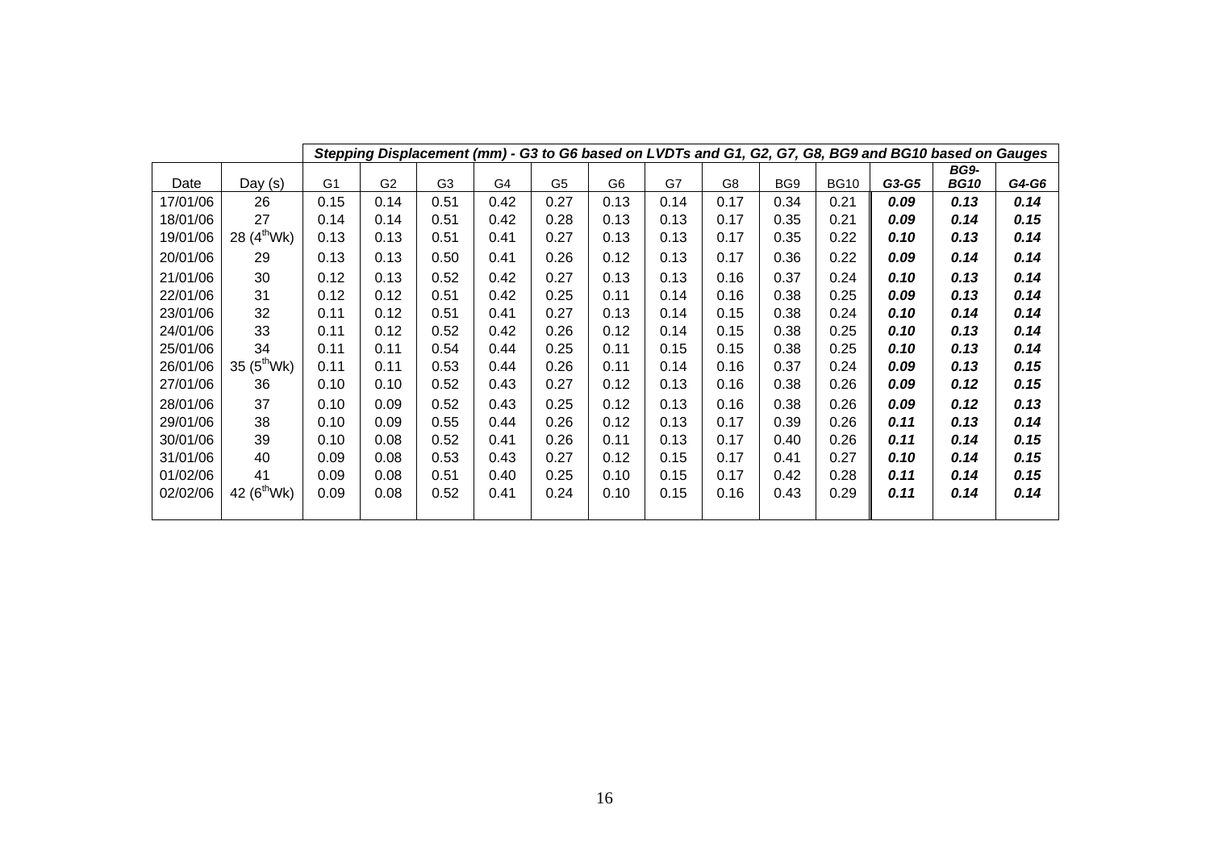| | | Stepping Displacement (mm) - G3 to G6 based on LVDTs and G1, G2, G7, G8, BG9 and BG10 based on Gauges | | | | | | | | | | | | |
|---|---|---|---|---|---|---|---|---|---|---|---|---|---|---|
| Date | Day (s) | G1 | G2 | G3 | G4 | G5 | G6 | G7 | G8 | BG9 | BG10 | ***G3-G5*** | ***BG9-BG10*** | ***G4-G6*** |
| 17/01/06 | 26 | 0.15 | 0.14 | 0.51 | 0.42 | 0.27 | 0.13 | 0.14 | 0.17 | 0.34 | 0.21 | ***0.09*** | ***0.13*** | ***0.14*** |
| 18/01/06 | 27 | 0.14 | 0.14 | 0.51 | 0.42 | 0.28 | 0.13 | 0.13 | 0.17 | 0.35 | 0.21 | ***0.09*** | ***0.14*** | ***0.15*** |
| 19/01/06 | 28 ($4^{th}$Wk) | 0.13 | 0.13 | 0.51 | 0.41 | 0.27 | 0.13 | 0.13 | 0.17 | 0.35 | 0.22 | ***0.10*** | ***0.13*** | ***0.14*** |
| 20/01/06 | 29 | 0.13 | 0.13 | 0.50 | 0.41 | 0.26 | 0.12 | 0.13 | 0.17 | 0.36 | 0.22 | ***0.09*** | ***0.14*** | ***0.14*** |
| 21/01/06 | 30 | 0.12 | 0.13 | 0.52 | 0.42 | 0.27 | 0.13 | 0.13 | 0.16 | 0.37 | 0.24 | ***0.10*** | ***0.13*** | ***0.14*** |
| 22/01/06 | 31 | 0.12 | 0.12 | 0.51 | 0.42 | 0.25 | 0.11 | 0.14 | 0.16 | 0.38 | 0.25 | ***0.09*** | ***0.13*** | ***0.14*** |
| 23/01/06 | 32 | 0.11 | 0.12 | 0.51 | 0.41 | 0.27 | 0.13 | 0.14 | 0.15 | 0.38 | 0.24 | ***0.10*** | ***0.14*** | ***0.14*** |
| 24/01/06 | 33 | 0.11 | 0.12 | 0.52 | 0.42 | 0.26 | 0.12 | 0.14 | 0.15 | 0.38 | 0.25 | ***0.10*** | ***0.13*** | ***0.14*** |
| 25/01/06 | 34 | 0.11 | 0.11 | 0.54 | 0.44 | 0.25 | 0.11 | 0.15 | 0.15 | 0.38 | 0.25 | ***0.10*** | ***0.13*** | ***0.14*** |
| 26/01/06 | 35 ($5^{th}$Wk) | 0.11 | 0.11 | 0.53 | 0.44 | 0.26 | 0.11 | 0.14 | 0.16 | 0.37 | 0.24 | ***0.09*** | ***0.13*** | ***0.15*** |
| 27/01/06 | 36 | 0.10 | 0.10 | 0.52 | 0.43 | 0.27 | 0.12 | 0.13 | 0.16 | 0.38 | 0.26 | ***0.09*** | ***0.12*** | ***0.15*** |
| 28/01/06 | 37 | 0.10 | 0.09 | 0.52 | 0.43 | 0.25 | 0.12 | 0.13 | 0.16 | 0.38 | 0.26 | ***0.09*** | ***0.12*** | ***0.13*** |
| 29/01/06 | 38 | 0.10 | 0.09 | 0.55 | 0.44 | 0.26 | 0.12 | 0.13 | 0.17 | 0.39 | 0.26 | ***0.11*** | ***0.13*** | ***0.14*** |
| 30/01/06 | 39 | 0.10 | 0.08 | 0.52 | 0.41 | 0.26 | 0.11 | 0.13 | 0.17 | 0.40 | 0.26 | ***0.11*** | ***0.14*** | ***0.15*** |
| 31/01/06 | 40 | 0.09 | 0.08 | 0.53 | 0.43 | 0.27 | 0.12 | 0.15 | 0.17 | 0.41 | 0.27 | ***0.10*** | ***0.14*** | ***0.15*** |
| 01/02/06 | 41 | 0.09 | 0.08 | 0.51 | 0.40 | 0.25 | 0.10 | 0.15 | 0.17 | 0.42 | 0.28 | ***0.11*** | ***0.14*** | ***0.15*** |
| 02/02/06 | 42 ($6^{th}$Wk) | 0.09 | 0.08 | 0.52 | 0.41 | 0.24 | 0.10 | 0.15 | 0.16 | 0.43 | 0.29 | ***0.11*** | ***0.14*** | ***0.14*** |